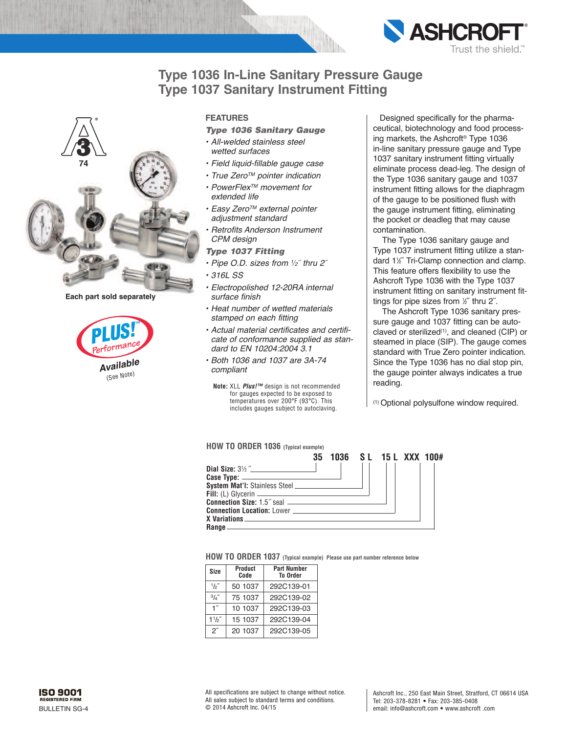# Type 1036 In-Line Sanitary Pressure Gauge
# Type 1037 Sanitary Instrument Fitting

Each part sold separately

PLUS! Performance Available (See Note)

## FEATURES

***Type 1036 Sanitary Gauge***

- *All-welded stainless steel wetted surfaces*
- *Field liquid-fillable gauge case*
- *True Zero™ pointer indication*
- *PowerFlex™ movement for extended life*
- *Easy Zero™ external pointer adjustment standard*
- *Retrofits Anderson Instrument CPM design*

***Type 1037 Fitting***

- *Pipe O.D. sizes from ½″ thru 2″*
- *316L SS*
- *Electropolished 12-20RA internal surface finish*
- *Heat number of wetted materials stamped on each fitting*
- *Actual material certificates and certificate of conformance supplied as standard to EN 10204:2004 3.1*
- *Both 1036 and 1037 are 3A-74 compliant*

**Note:** XLL ***Plus!™*** design is not recommended for gauges expected to be exposed to temperatures over 200°F (93°C). This includes gauges subject to autoclaving.

Designed specifically for the pharmaceutical, biotechnology and food processing markets, the Ashcroft® Type 1036 in-line sanitary pressure gauge and Type 1037 sanitary instrument fitting virtually eliminate process dead-leg. The design of the Type 1036 sanitary gauge and 1037 instrument fitting allows for the diaphragm of the gauge to be positioned flush with the gauge instrument fitting, eliminating the pocket or deadleg that may cause contamination.

The Type 1036 sanitary gauge and Type 1037 instrument fitting utilize a standard 1½″ Tri-Clamp connection and clamp. This feature offers flexibility to use the Ashcroft Type 1036 with the Type 1037 instrument fitting on sanitary instrument fittings for pipe sizes from ½″ thru 2″.

The Ashcroft Type 1036 sanitary pressure gauge and 1037 fitting can be autoclaved or sterilized[1], and cleaned (CIP) or steamed in place (SIP). The gauge comes standard with True Zero pointer indication. Since the Type 1036 has no dial stop pin, the gauge pointer always indicates a true reading.

[1] Optional polysulfone window required.

## HOW TO ORDER 1036 (Typical example)

**35 1036 S L 15 L XXX 100#**

- **Dial Size:** 3½″ — 35
- **Case Type:** — 1036
- **System Mat'l:** Stainless Steel — S
- **Fill:** (L) Glycerin — L
- **Connection Size:** 1.5″ seal — 15
- **Connection Location:** Lower — L
- **X Variations** — XXX
- **Range** — 100#

## HOW TO ORDER 1037 (Typical example) Please use part number reference below

| Size | Product Code | Part Number To Order |
|---|---|---|
| ½″ | 50 1037 | 292C139-01 |
| ¾″ | 75 1037 | 292C139-02 |
| 1″ | 10 1037 | 292C139-03 |
| 1½″ | 15 1037 | 292C139-04 |
| 2″ | 20 1037 | 292C139-05 |

ISO 9001 REGISTERED FIRM

BULLETIN SG-4

All specifications are subject to change without notice.
All sales subject to standard terms and conditions.
© 2014 Ashcroft Inc. 04/15

Ashcroft Inc., 250 East Main Street, Stratford, CT 06614 USA
Tel: 203-378-8281 • Fax: 203-385-0408
email: info@ashcroft.com • www.ashcroft .com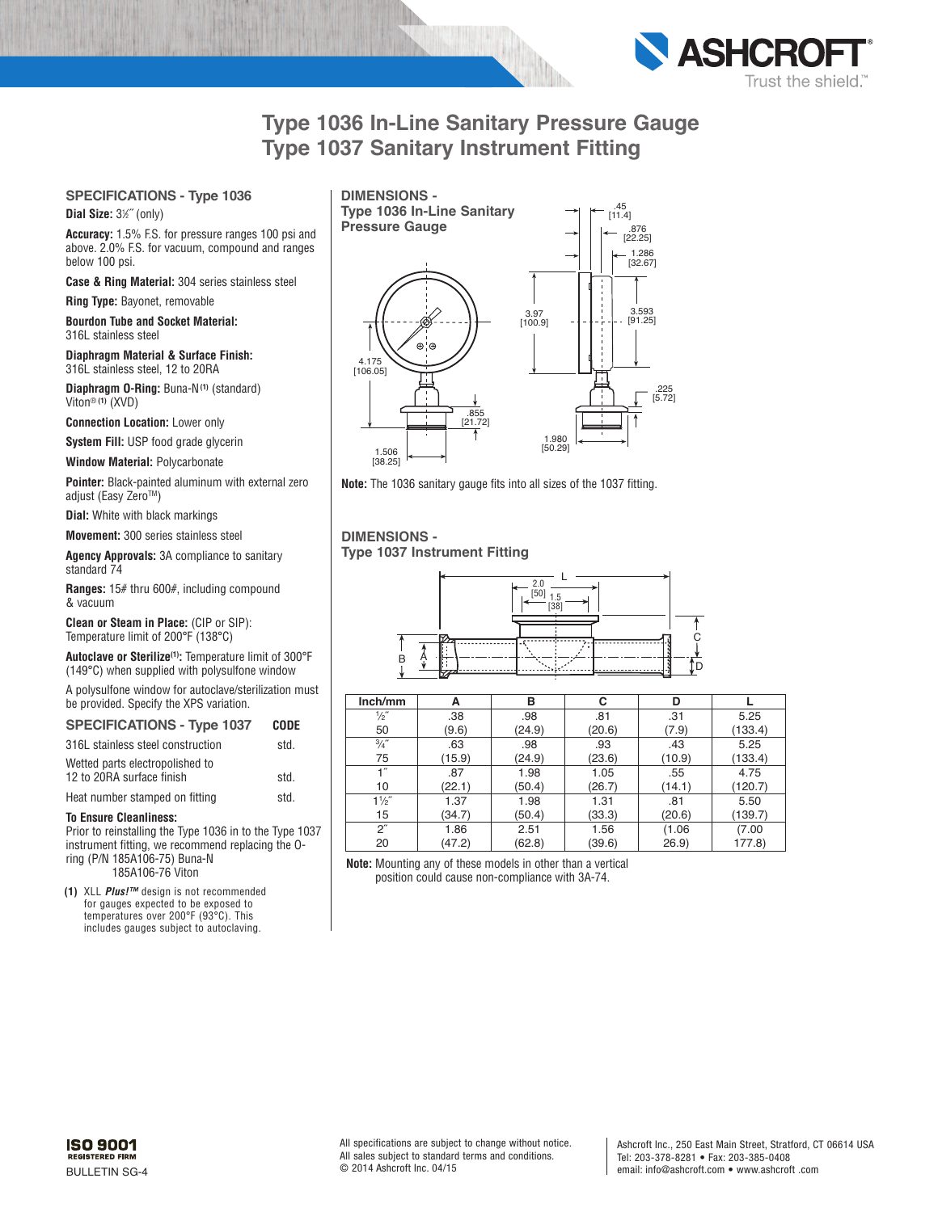# Type 1036 In-Line Sanitary Pressure Gauge
# Type 1037 Sanitary Instrument Fitting

## SPECIFICATIONS - Type 1036

**Dial Size:** 3½˝ (only)

**Accuracy:** 1.5% F.S. for pressure ranges 100 psi and above. 2.0% F.S. for vacuum, compound and ranges below 100 psi.

**Case & Ring Material:** 304 series stainless steel

**Ring Type:** Bayonet, removable

**Bourdon Tube and Socket Material:** 316L stainless steel

**Diaphragm Material & Surface Finish:** 316L stainless steel, 12 to 20RA

**Diaphragm O-Ring:** Buna-N (1) (standard) Viton® (1) (XVD)

**Connection Location:** Lower only

**System Fill:** USP food grade glycerin

**Window Material:** Polycarbonate

**Pointer:** Black-painted aluminum with external zero adjust (Easy Zero™)

**Dial:** White with black markings

**Movement:** 300 series stainless steel

**Agency Approvals:** 3A compliance to sanitary standard 74

**Ranges:** 15# thru 600#, including compound & vacuum

**Clean or Steam in Place:** (CIP or SIP): Temperature limit of 200°F (138°C)

**Autoclave or Sterilize(1):** Temperature limit of 300°F (149°C) when supplied with polysulfone window

A polysulfone window for autoclave/sterilization must be provided. Specify the XPS variation.

## SPECIFICATIONS - Type 1037

| SPECIFICATIONS - Type 1037 | CODE |
|---|---|
| 316L stainless steel construction | std. |
| Wetted parts electropolished to 12 to 20RA surface finish | std. |
| Heat number stamped on fitting | std. |

**To Ensure Cleanliness:**
Prior to reinstalling the Type 1036 in to the Type 1037 instrument fitting, we recommend replacing the O-ring (P/N 185A106-75) Buna-N
185A106-76 Viton

(1) XLL *Plus!™* design is not recommended for gauges expected to be exposed to temperatures over 200°F (93°C). This includes gauges subject to autoclaving.

## DIMENSIONS - Type 1036 In-Line Sanitary Pressure Gauge

.45 [11.4]
.876 [22.25]
1.286 [32.67]
3.97 [100.9]
3.593 [91.25]
4.175 [106.05]
.225 [5.72]
.855 [21.72]
1.980 [50.29]
1.506 [38.25]

**Note:** The 1036 sanitary gauge fits into all sizes of the 1037 fitting.

## DIMENSIONS - Type 1037 Instrument Fitting

L
2.0 [50]
1.5 [38]
B A C D

| Inch/mm | A | B | C | D | L |
|---|---|---|---|---|---|
| ½˝ 50 | .38 (9.6) | .98 (24.9) | .81 (20.6) | .31 (7.9) | 5.25 (133.4) |
| ¾˝ 75 | .63 (15.9) | .98 (24.9) | .93 (23.6) | .43 (10.9) | 5.25 (133.4) |
| 1˝ 10 | .87 (22.1) | 1.98 (50.4) | 1.05 (26.7) | .55 (14.1) | 4.75 (120.7) |
| 1½˝ 15 | 1.37 (34.7) | 1.98 (50.4) | 1.31 (33.3) | .81 (20.6) | 5.50 (139.7) |
| 2˝ 20 | 1.86 (47.2) | 2.51 (62.8) | 1.56 (39.6) | (1.06 26.9) | (7.00 177.8) |

**Note:** Mounting any of these models in other than a vertical position could cause non-compliance with 3A-74.

ISO 9001 REGISTERED FIRM
BULLETIN SG-4

All specifications are subject to change without notice.
All sales subject to standard terms and conditions.
© 2014 Ashcroft Inc. 04/15

Ashcroft Inc., 250 East Main Street, Stratford, CT 06614 USA
Tel: 203-378-8281 • Fax: 203-385-0408
email: info@ashcroft.com • www.ashcroft .com